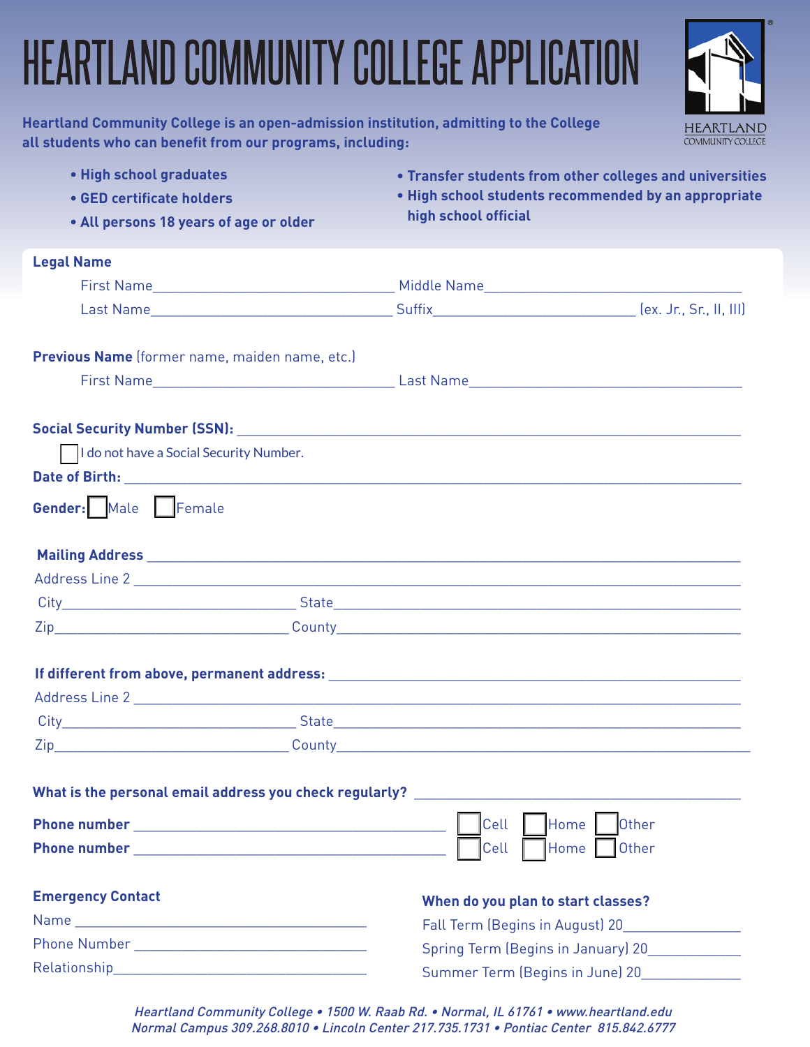# HEARTLAND COMMUNITY COLLEGE APPLICATION

HEARTLAND COMMUNITY COLLEGE

**Heartland Community College is an open-admission institution, admitting to the College all students who can benefit from our programs, including:**

- **High school graduates**
- **GED certificate holders**
- **All persons 18 years of age or older**
- **Transfer students from other colleges and universities**
- **High school students recommended by an appropriate high school official**

**Legal Name**

First Name\_\_\_\_\_\_\_\_\_\_\_\_\_\_\_\_\_\_\_\_\_\_\_\_ Middle Name\_\_\_\_\_\_\_\_\_\_\_\_\_\_\_\_\_\_\_\_\_\_\_\_

Last Name\_\_\_\_\_\_\_\_\_\_\_\_\_\_\_\_\_\_\_\_\_\_\_\_ Suffix\_\_\_\_\_\_\_\_\_\_\_\_\_\_\_\_\_\_\_\_ (ex. Jr., Sr., II, III)

**Previous Name** (former name, maiden name, etc.)

First Name\_\_\_\_\_\_\_\_\_\_\_\_\_\_\_\_\_\_\_\_\_\_\_\_ Last Name\_\_\_\_\_\_\_\_\_\_\_\_\_\_\_\_\_\_\_\_\_\_\_\_

**Social Security Number (SSN):** \_\_\_\_\_\_\_\_\_\_\_\_\_\_\_\_\_\_\_\_\_\_\_\_\_\_\_\_\_\_\_\_

☐ I do not have a Social Security Number.

**Date of Birth:** \_\_\_\_\_\_\_\_\_\_\_\_\_\_\_\_\_\_\_\_\_\_\_\_\_\_\_\_\_\_\_\_

**Gender:** ☐ Male ☐ Female

**Mailing Address** \_\_\_\_\_\_\_\_\_\_\_\_\_\_\_\_\_\_\_\_\_\_\_\_\_\_\_\_\_\_\_\_

Address Line 2 \_\_\_\_\_\_\_\_\_\_\_\_\_\_\_\_\_\_\_\_\_\_\_\_\_\_\_\_\_\_\_\_

City\_\_\_\_\_\_\_\_\_\_\_\_\_\_\_\_\_\_\_\_ State\_\_\_\_\_\_\_\_\_\_\_\_\_\_\_\_\_\_\_\_

Zip\_\_\_\_\_\_\_\_\_\_\_\_\_\_\_\_\_\_\_\_ County\_\_\_\_\_\_\_\_\_\_\_\_\_\_\_\_\_\_\_\_

**If different from above, permanent address:** \_\_\_\_\_\_\_\_\_\_\_\_\_\_\_\_\_\_\_\_\_\_\_\_

Address Line 2 \_\_\_\_\_\_\_\_\_\_\_\_\_\_\_\_\_\_\_\_\_\_\_\_\_\_\_\_\_\_\_\_

City\_\_\_\_\_\_\_\_\_\_\_\_\_\_\_\_\_\_\_\_ State\_\_\_\_\_\_\_\_\_\_\_\_\_\_\_\_\_\_\_\_

Zip\_\_\_\_\_\_\_\_\_\_\_\_\_\_\_\_\_\_\_\_ County\_\_\_\_\_\_\_\_\_\_\_\_\_\_\_\_\_\_\_\_

**What is the personal email address you check regularly?** \_\_\_\_\_\_\_\_\_\_\_\_\_\_\_\_\_\_\_\_\_\_\_\_

**Phone number** \_\_\_\_\_\_\_\_\_\_\_\_\_\_\_\_\_\_\_\_\_\_\_\_ ☐ Cell ☐ Home ☐ Other

**Phone number** \_\_\_\_\_\_\_\_\_\_\_\_\_\_\_\_\_\_\_\_\_\_\_\_ ☐ Cell ☐ Home ☐ Other

**Emergency Contact**

Name \_\_\_\_\_\_\_\_\_\_\_\_\_\_\_\_\_\_\_\_\_\_\_\_

Phone Number \_\_\_\_\_\_\_\_\_\_\_\_\_\_\_\_\_\_\_\_\_\_\_\_

Relationship\_\_\_\_\_\_\_\_\_\_\_\_\_\_\_\_\_\_\_\_\_\_\_\_

**When do you plan to start classes?**

Fall Term (Begins in August) 20\_\_\_\_\_\_\_\_\_\_\_\_

Spring Term (Begins in January) 20\_\_\_\_\_\_\_\_\_\_\_\_

Summer Term (Begins in June) 20\_\_\_\_\_\_\_\_\_\_\_\_

*Heartland Community College • 1500 W. Raab Rd. • Normal, IL 61761 • www.heartland.edu*
*Normal Campus 309.268.8010 • Lincoln Center 217.735.1731 • Pontiac Center 815.842.6777*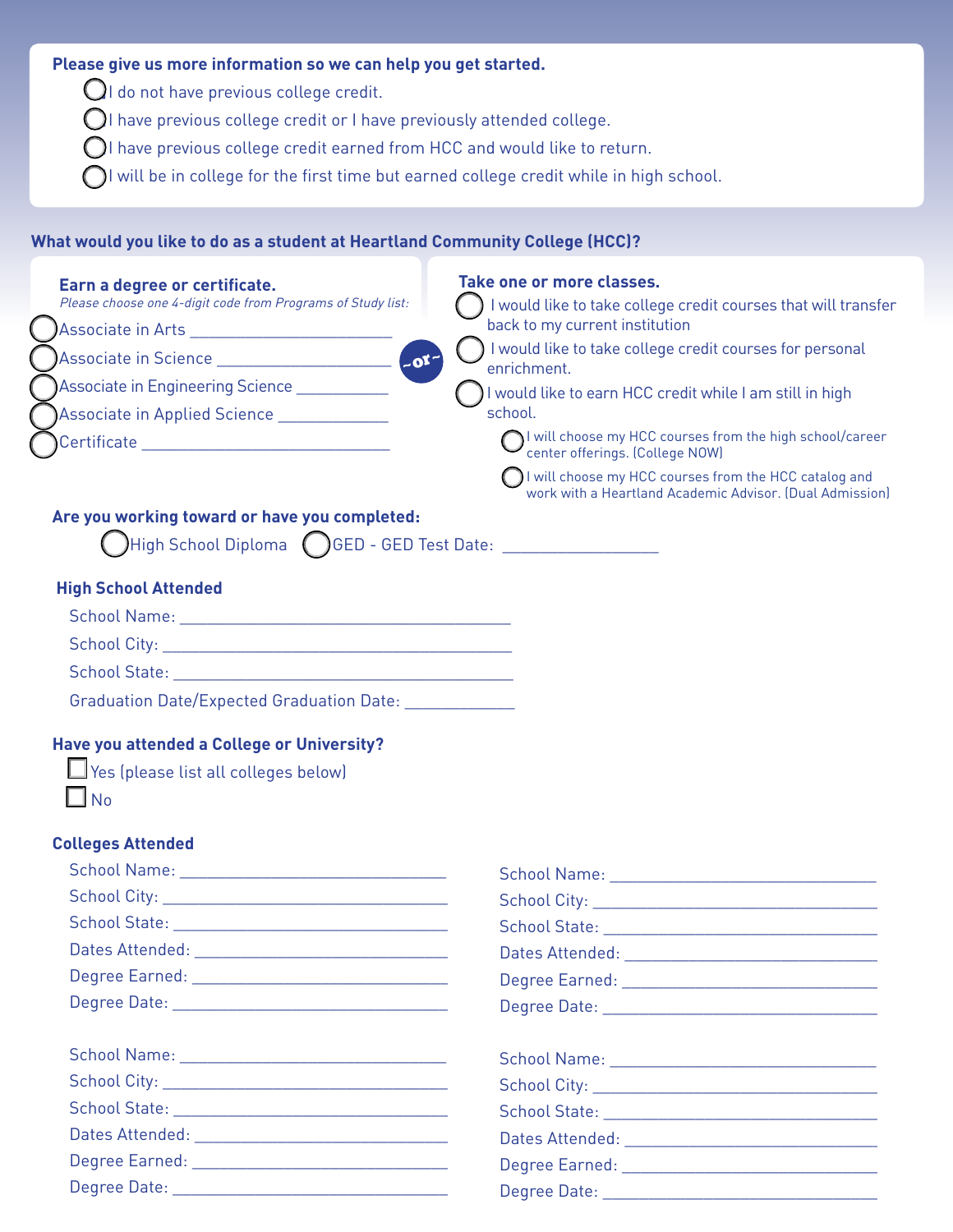**Please give us more information so we can help you get started.**

- ◯ I do not have previous college credit.
- ◯ I have previous college credit or I have previously attended college.
- ◯ I have previous college credit earned from HCC and would like to return.
- ◯ I will be in college for the first time but earned college credit while in high school.

## What would you like to do as a student at Heartland Community College (HCC)?

### Earn a degree or certificate.

*Please choose one 4-digit code from Programs of Study list:*

- ◯ Associate in Arts ____________________
- ◯ Associate in Science ____________________
- ◯ Associate in Engineering Science ____________
- ◯ Associate in Applied Science ____________
- ◯ Certificate ____________________________

-or-

### Take one or more classes.

- ◯ I would like to take college credit courses that will transfer back to my current institution
- ◯ I would like to take college credit courses for personal enrichment.
- ◯ I would like to earn HCC credit while I am still in high school.
  - ◯ I will choose my HCC courses from the high school/career center offerings. (College NOW)
  - ◯ I will choose my HCC courses from the HCC catalog and work with a Heartland Academic Advisor. (Dual Admission)

**Are you working toward or have you completed:**

◯ High School Diploma ◯ GED - GED Test Date: ________________

### High School Attended

School Name: ____________________________________

School City: ____________________________________

School State: ____________________________________

Graduation Date/Expected Graduation Date: ____________

**Have you attended a College or University?**

- ☐ Yes (please list all colleges below)
- ☐ No

### Colleges Attended

School Name: ______________________________

School City: ______________________________

School State: ______________________________

Dates Attended: ______________________________

Degree Earned: ______________________________

Degree Date: ______________________________

School Name: ______________________________

School City: ______________________________

School State: ______________________________

Dates Attended: ______________________________

Degree Earned: ______________________________

Degree Date: ______________________________

School Name: ______________________________

School City: ______________________________

School State: ______________________________

Dates Attended: ______________________________

Degree Earned: ______________________________

Degree Date: ______________________________

School Name: ______________________________

School City: ______________________________

School State: ______________________________

Dates Attended: ______________________________

Degree Earned: ______________________________

Degree Date: ______________________________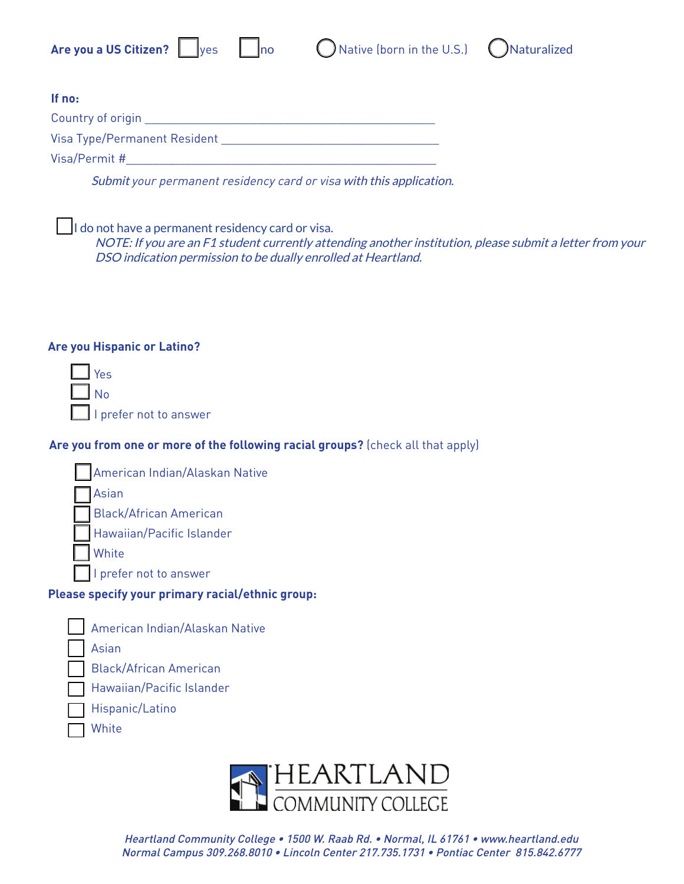**Are you a US Citizen?** ☐ yes ☐ no ○ Native (born in the U.S.) ○ Naturalized

**If no:**

Country of origin _______________________________________________

Visa Type/Permanent Resident ____________________________________

Visa/Permit #_____________________________________________________

*Submit your permanent residency card or visa with this application.*

☐ I do not have a permanent residency card or visa.

*NOTE: If you are an F1 student currently attending another institution, please submit a letter from your DSO indication permission to be dually enrolled at Heartland.*

**Are you Hispanic or Latino?**

- ☐ Yes
- ☐ No
- ☐ I prefer not to answer

**Are you from one or more of the following racial groups?** (check all that apply)

- ☐ American Indian/Alaskan Native
- ☐ Asian
- ☐ Black/African American
- ☐ Hawaiian/Pacific Islander
- ☐ White
- ☐ I prefer not to answer

**Please specify your primary racial/ethnic group:**

- ☐ American Indian/Alaskan Native
- ☐ Asian
- ☐ Black/African American
- ☐ Hawaiian/Pacific Islander
- ☐ Hispanic/Latino
- ☐ White

HEARTLAND COMMUNITY COLLEGE

*Heartland Community College • 1500 W. Raab Rd. • Normal, IL 61761 • www.heartland.edu*
*Normal Campus 309.268.8010 • Lincoln Center 217.735.1731 • Pontiac Center 815.842.6777*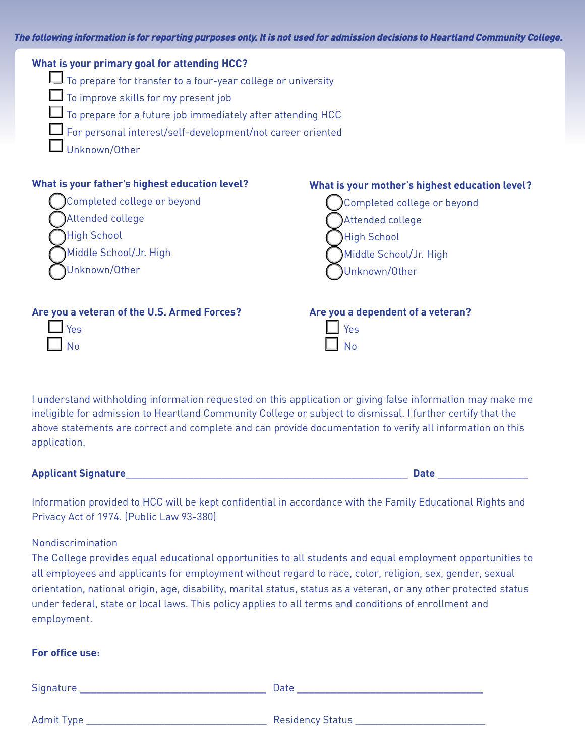*The following information is for reporting purposes only. It is not used for admission decisions to Heartland Community College.*

**What is your primary goal for attending HCC?**

☐ To prepare for transfer to a four-year college or university
☐ To improve skills for my present job
☐ To prepare for a future job immediately after attending HCC
☐ For personal interest/self-development/not career oriented
☐ Unknown/Other

**What is your father's highest education level?**

◯ Completed college or beyond
◯ Attended college
◯ High School
◯ Middle School/Jr. High
◯ Unknown/Other

**What is your mother's highest education level?**

◯ Completed college or beyond
◯ Attended college
◯ High School
◯ Middle School/Jr. High
◯ Unknown/Other

**Are you a veteran of the U.S. Armed Forces?**

☐ Yes
☐ No

**Are you a dependent of a veteran?**

☐ Yes
☐ No

I understand withholding information requested on this application or giving false information may make me ineligible for admission to Heartland Community College or subject to dismissal. I further certify that the above statements are correct and complete and can provide documentation to verify all information on this application.

**Applicant Signature**_______________________________________________ **Date** ______________

Information provided to HCC will be kept confidential in accordance with the Family Educational Rights and Privacy Act of 1974. (Public Law 93-380)

Nondiscrimination

The College provides equal educational opportunities to all students and equal employment opportunities to all employees and applicants for employment without regard to race, color, religion, sex, gender, sexual orientation, national origin, age, disability, marital status, status as a veteran, or any other protected status under federal, state or local laws. This policy applies to all terms and conditions of enrollment and employment.

**For office use:**

Signature ______________________________ Date ______________________________

Admit Type ____________________________ Residency Status ____________________